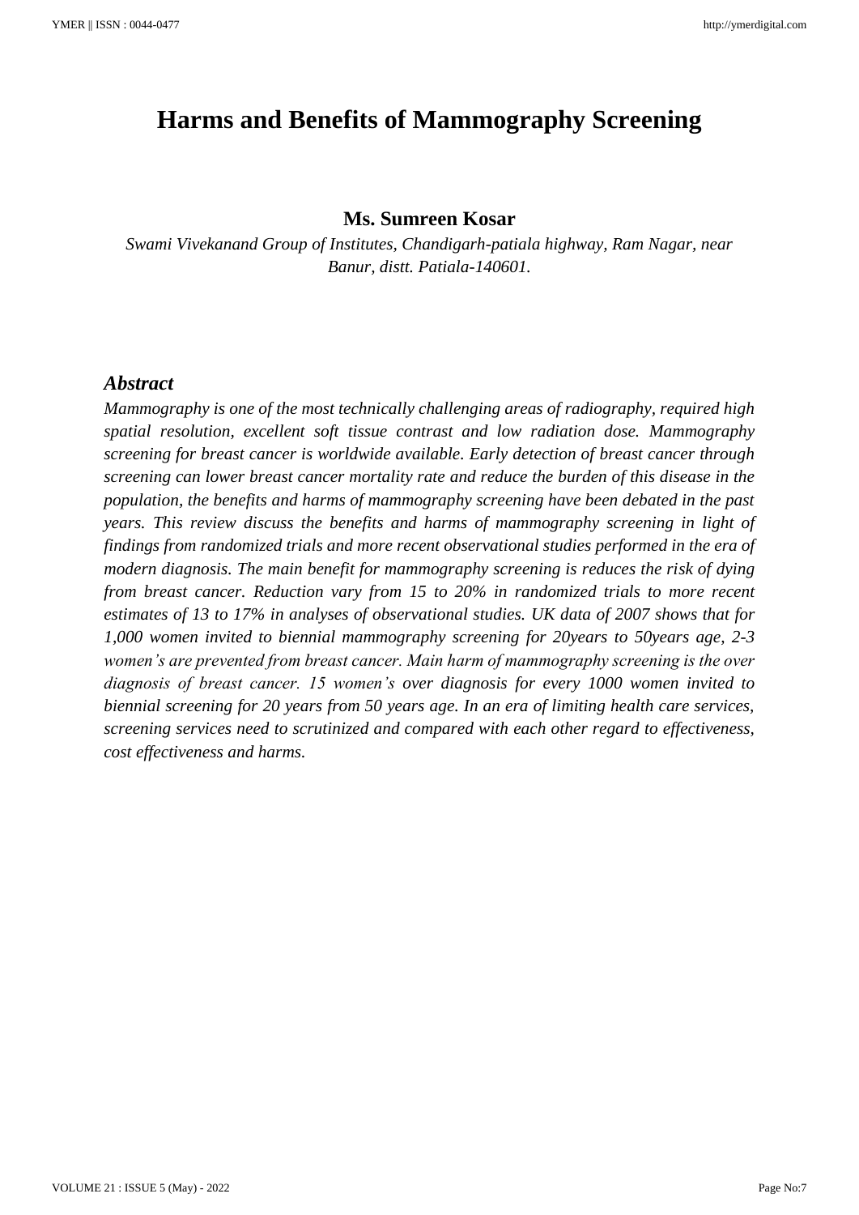# Harms and Benefits of Mammography Screening

**Ms. Sumreen Kosar**

*Swami Vivekanand Group of Institutes, Chandigarh-patiala highway, Ram Nagar, near Banur, distt. Patiala-140601.*

## *Abstract*

*Mammography is one of the most technically challenging areas of radiography, required high spatial resolution, excellent soft tissue contrast and low radiation dose. Mammography screening for breast cancer is worldwide available. Early detection of breast cancer through screening can lower breast cancer mortality rate and reduce the burden of this disease in the population, the benefits and harms of mammography screening have been debated in the past years. This review discuss the benefits and harms of mammography screening in light of findings from randomized trials and more recent observational studies performed in the era of modern diagnosis. The main benefit for mammography screening is reduces the risk of dying from breast cancer. Reduction vary from 15 to 20% in randomized trials to more recent estimates of 13 to 17% in analyses of observational studies. UK data of 2007 shows that for 1,000 women invited to biennial mammography screening for 20years to 50years age, 2-3 women's are prevented from breast cancer. Main harm of mammography screening is the over diagnosis of breast cancer. 15 women's over diagnosis for every 1000 women invited to biennial screening for 20 years from 50 years age. In an era of limiting health care services, screening services need to scrutinized and compared with each other regard to effectiveness, cost effectiveness and harms.*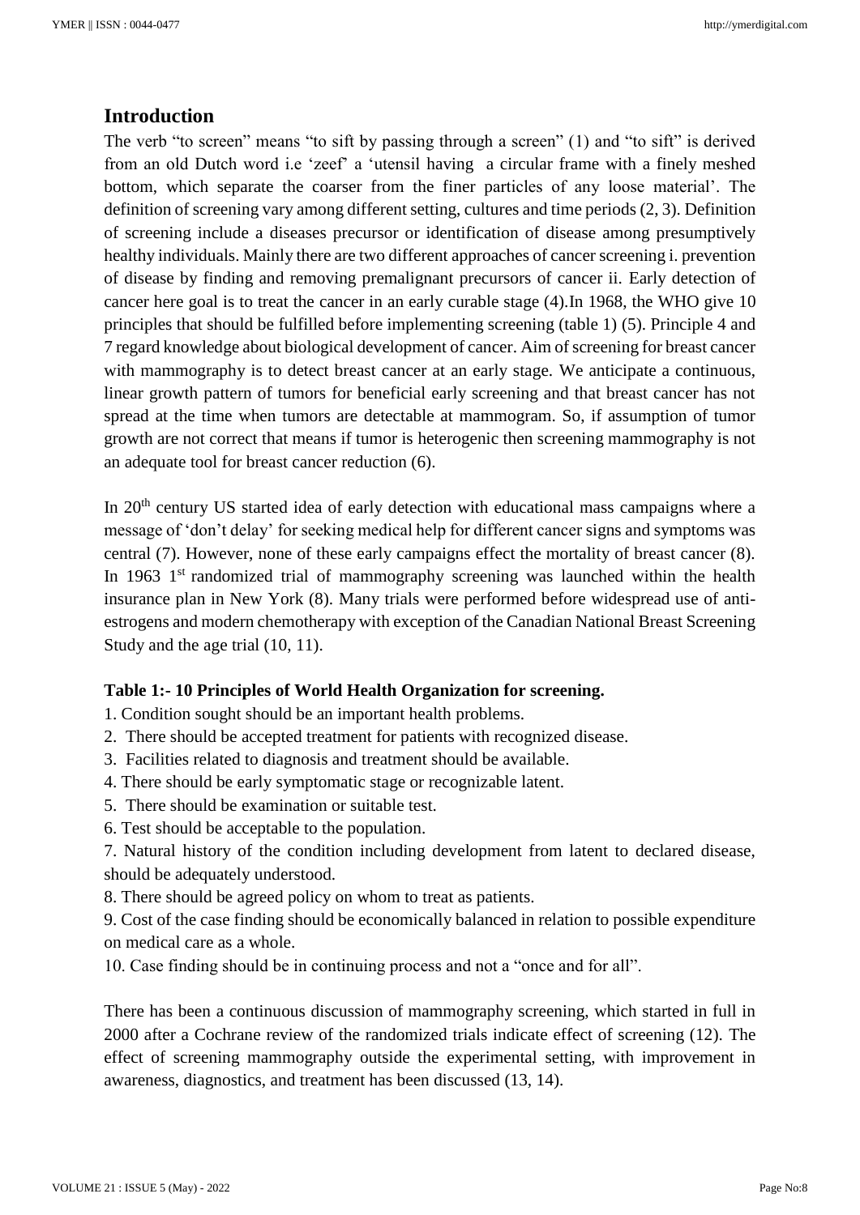## Introduction

The verb "to screen" means "to sift by passing through a screen" (1) and "to sift" is derived from an old Dutch word i.e 'zeef' a 'utensil having a circular frame with a finely meshed bottom, which separate the coarser from the finer particles of any loose material'. The definition of screening vary among different setting, cultures and time periods (2, 3). Definition of screening include a diseases precursor or identification of disease among presumptively healthy individuals. Mainly there are two different approaches of cancer screening i. prevention of disease by finding and removing premalignant precursors of cancer ii. Early detection of cancer here goal is to treat the cancer in an early curable stage (4).In 1968, the WHO give 10 principles that should be fulfilled before implementing screening (table 1) (5). Principle 4 and 7 regard knowledge about biological development of cancer. Aim of screening for breast cancer with mammography is to detect breast cancer at an early stage. We anticipate a continuous, linear growth pattern of tumors for beneficial early screening and that breast cancer has not spread at the time when tumors are detectable at mammogram. So, if assumption of tumor growth are not correct that means if tumor is heterogenic then screening mammography is not an adequate tool for breast cancer reduction (6).

In 20th century US started idea of early detection with educational mass campaigns where a message of 'don't delay' for seeking medical help for different cancer signs and symptoms was central (7). However, none of these early campaigns effect the mortality of breast cancer (8). In 1963 1st randomized trial of mammography screening was launched within the health insurance plan in New York (8). Many trials were performed before widespread use of anti-estrogens and modern chemotherapy with exception of the Canadian National Breast Screening Study and the age trial (10, 11).

**Table 1:- 10 Principles of World Health Organization for screening.**

1. Condition sought should be an important health problems.
2. There should be accepted treatment for patients with recognized disease.
3. Facilities related to diagnosis and treatment should be available.
4. There should be early symptomatic stage or recognizable latent.
5. There should be examination or suitable test.
6. Test should be acceptable to the population.
7. Natural history of the condition including development from latent to declared disease, should be adequately understood.
8. There should be agreed policy on whom to treat as patients.
9. Cost of the case finding should be economically balanced in relation to possible expenditure on medical care as a whole.
10. Case finding should be in continuing process and not a "once and for all".

There has been a continuous discussion of mammography screening, which started in full in 2000 after a Cochrane review of the randomized trials indicate effect of screening (12). The effect of screening mammography outside the experimental setting, with improvement in awareness, diagnostics, and treatment has been discussed (13, 14).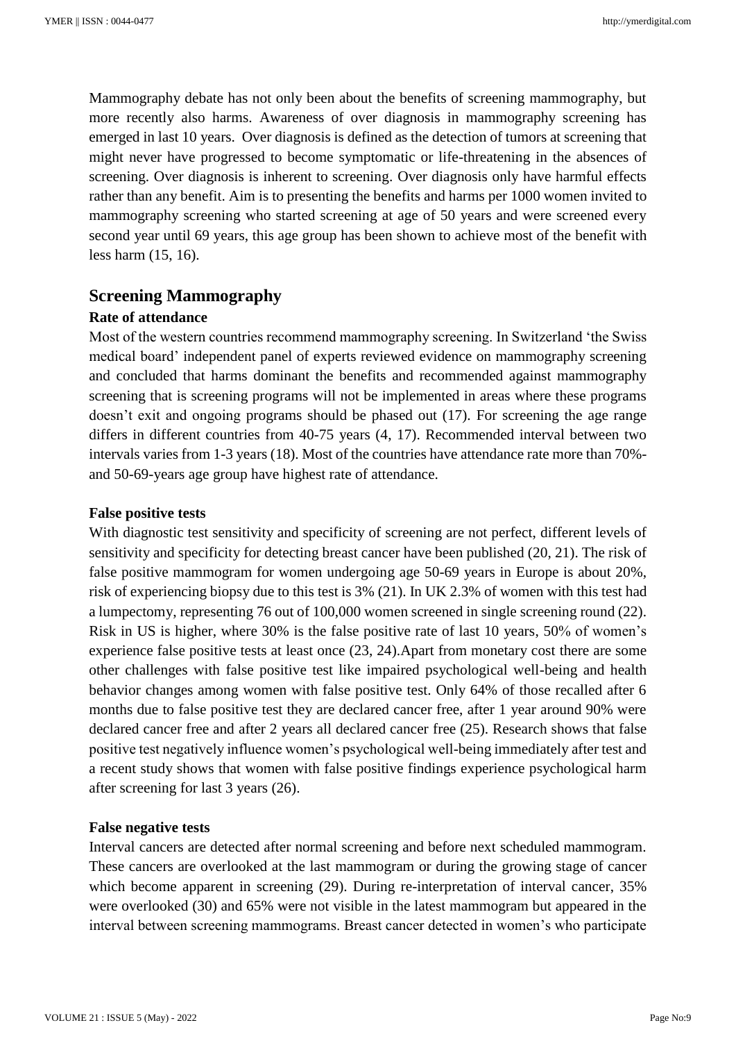Mammography debate has not only been about the benefits of screening mammography, but more recently also harms. Awareness of over diagnosis in mammography screening has emerged in last 10 years. Over diagnosis is defined as the detection of tumors at screening that might never have progressed to become symptomatic or life-threatening in the absences of screening. Over diagnosis is inherent to screening. Over diagnosis only have harmful effects rather than any benefit. Aim is to presenting the benefits and harms per 1000 women invited to mammography screening who started screening at age of 50 years and were screened every second year until 69 years, this age group has been shown to achieve most of the benefit with less harm (15, 16).

## Screening Mammography

### Rate of attendance

Most of the western countries recommend mammography screening. In Switzerland 'the Swiss medical board' independent panel of experts reviewed evidence on mammography screening and concluded that harms dominant the benefits and recommended against mammography screening that is screening programs will not be implemented in areas where these programs doesn't exit and ongoing programs should be phased out (17). For screening the age range differs in different countries from 40-75 years (4, 17). Recommended interval between two intervals varies from 1-3 years (18). Most of the countries have attendance rate more than 70%- and 50-69-years age group have highest rate of attendance.

### False positive tests

With diagnostic test sensitivity and specificity of screening are not perfect, different levels of sensitivity and specificity for detecting breast cancer have been published (20, 21). The risk of false positive mammogram for women undergoing age 50-69 years in Europe is about 20%, risk of experiencing biopsy due to this test is 3% (21). In UK 2.3% of women with this test had a lumpectomy, representing 76 out of 100,000 women screened in single screening round (22). Risk in US is higher, where 30% is the false positive rate of last 10 years, 50% of women's experience false positive tests at least once (23, 24).Apart from monetary cost there are some other challenges with false positive test like impaired psychological well-being and health behavior changes among women with false positive test. Only 64% of those recalled after 6 months due to false positive test they are declared cancer free, after 1 year around 90% were declared cancer free and after 2 years all declared cancer free (25). Research shows that false positive test negatively influence women's psychological well-being immediately after test and a recent study shows that women with false positive findings experience psychological harm after screening for last 3 years (26).

### False negative tests

Interval cancers are detected after normal screening and before next scheduled mammogram. These cancers are overlooked at the last mammogram or during the growing stage of cancer which become apparent in screening (29). During re-interpretation of interval cancer, 35% were overlooked (30) and 65% were not visible in the latest mammogram but appeared in the interval between screening mammograms. Breast cancer detected in women's who participate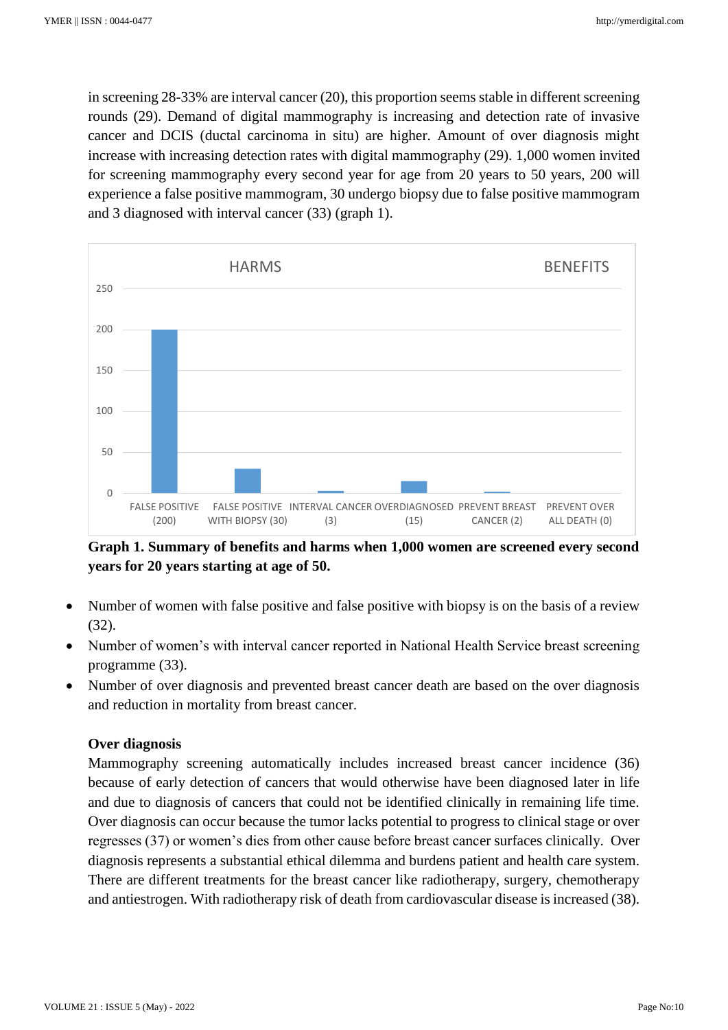in screening 28-33% are interval cancer (20), this proportion seems stable in different screening rounds (29). Demand of digital mammography is increasing and detection rate of invasive cancer and DCIS (ductal carcinoma in situ) are higher. Amount of over diagnosis might increase with increasing detection rates with digital mammography (29). 1,000 women invited for screening mammography every second year for age from 20 years to 50 years, 200 will experience a false positive mammogram, 30 undergo biopsy due to false positive mammogram and 3 diagnosed with interval cancer (33) (graph 1).

| HARMS | | | | BENEFITS | |
|---|---|---|---|---|---|
| FALSE POSITIVE (200) | FALSE POSITIVE WITH BIOPSY (30) | INTERVAL CANCER (3) | OVERDIAGNOSED (15) | PREVENT BREAST CANCER (2) | PREVENT OVER ALL DEATH (0) |

**Graph 1. Summary of benefits and harms when 1,000 women are screened every second years for 20 years starting at age of 50.**

- Number of women with false positive and false positive with biopsy is on the basis of a review (32).
- Number of women's with interval cancer reported in National Health Service breast screening programme (33).
- Number of over diagnosis and prevented breast cancer death are based on the over diagnosis and reduction in mortality from breast cancer.

**Over diagnosis**

Mammography screening automatically includes increased breast cancer incidence (36) because of early detection of cancers that would otherwise have been diagnosed later in life and due to diagnosis of cancers that could not be identified clinically in remaining life time. Over diagnosis can occur because the tumor lacks potential to progress to clinical stage or over regresses (37) or women's dies from other cause before breast cancer surfaces clinically. Over diagnosis represents a substantial ethical dilemma and burdens patient and health care system. There are different treatments for the breast cancer like radiotherapy, surgery, chemotherapy and antiestrogen. With radiotherapy risk of death from cardiovascular disease is increased (38).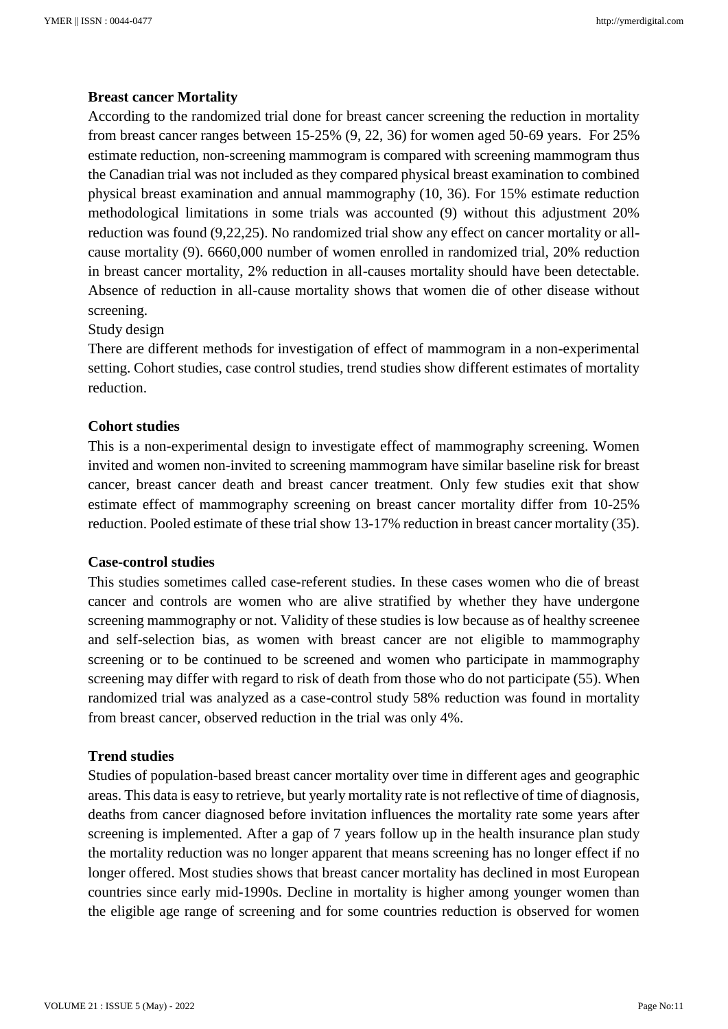**Breast cancer Mortality**

According to the randomized trial done for breast cancer screening the reduction in mortality from breast cancer ranges between 15-25% (9, 22, 36) for women aged 50-69 years. For 25% estimate reduction, non-screening mammogram is compared with screening mammogram thus the Canadian trial was not included as they compared physical breast examination to combined physical breast examination and annual mammography (10, 36). For 15% estimate reduction methodological limitations in some trials was accounted (9) without this adjustment 20% reduction was found (9,22,25). No randomized trial show any effect on cancer mortality or all-cause mortality (9). 6660,000 number of women enrolled in randomized trial, 20% reduction in breast cancer mortality, 2% reduction in all-causes mortality should have been detectable. Absence of reduction in all-cause mortality shows that women die of other disease without screening.

Study design

There are different methods for investigation of effect of mammogram in a non-experimental setting. Cohort studies, case control studies, trend studies show different estimates of mortality reduction.

**Cohort studies**

This is a non-experimental design to investigate effect of mammography screening. Women invited and women non-invited to screening mammogram have similar baseline risk for breast cancer, breast cancer death and breast cancer treatment. Only few studies exit that show estimate effect of mammography screening on breast cancer mortality differ from 10-25% reduction. Pooled estimate of these trial show 13-17% reduction in breast cancer mortality (35).

**Case-control studies**

This studies sometimes called case-referent studies. In these cases women who die of breast cancer and controls are women who are alive stratified by whether they have undergone screening mammography or not. Validity of these studies is low because as of healthy screenee and self-selection bias, as women with breast cancer are not eligible to mammography screening or to be continued to be screened and women who participate in mammography screening may differ with regard to risk of death from those who do not participate (55). When randomized trial was analyzed as a case-control study 58% reduction was found in mortality from breast cancer, observed reduction in the trial was only 4%.

**Trend studies**

Studies of population-based breast cancer mortality over time in different ages and geographic areas. This data is easy to retrieve, but yearly mortality rate is not reflective of time of diagnosis, deaths from cancer diagnosed before invitation influences the mortality rate some years after screening is implemented. After a gap of 7 years follow up in the health insurance plan study the mortality reduction was no longer apparent that means screening has no longer effect if no longer offered. Most studies shows that breast cancer mortality has declined in most European countries since early mid-1990s. Decline in mortality is higher among younger women than the eligible age range of screening and for some countries reduction is observed for women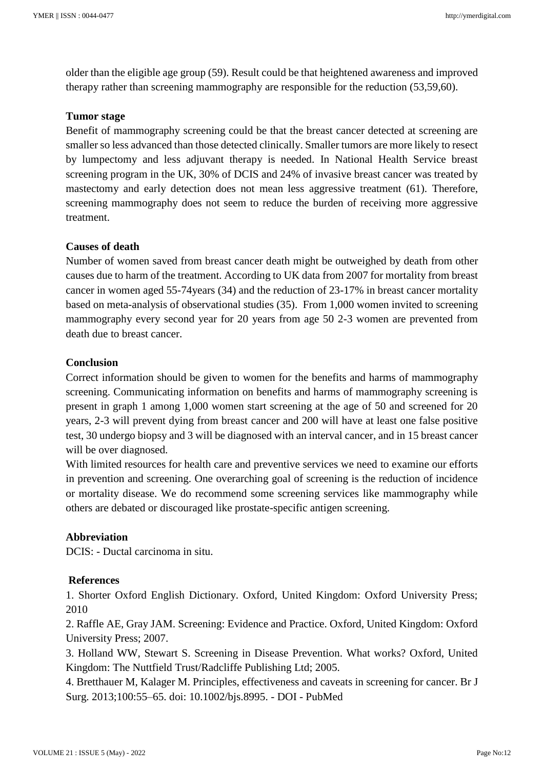older than the eligible age group (59). Result could be that heightened awareness and improved therapy rather than screening mammography are responsible for the reduction (53,59,60).

**Tumor stage**

Benefit of mammography screening could be that the breast cancer detected at screening are smaller so less advanced than those detected clinically. Smaller tumors are more likely to resect by lumpectomy and less adjuvant therapy is needed. In National Health Service breast screening program in the UK, 30% of DCIS and 24% of invasive breast cancer was treated by mastectomy and early detection does not mean less aggressive treatment (61). Therefore, screening mammography does not seem to reduce the burden of receiving more aggressive treatment.

**Causes of death**

Number of women saved from breast cancer death might be outweighed by death from other causes due to harm of the treatment. According to UK data from 2007 for mortality from breast cancer in women aged 55-74years (34) and the reduction of 23-17% in breast cancer mortality based on meta-analysis of observational studies (35). From 1,000 women invited to screening mammography every second year for 20 years from age 50 2-3 women are prevented from death due to breast cancer.

**Conclusion**

Correct information should be given to women for the benefits and harms of mammography screening. Communicating information on benefits and harms of mammography screening is present in graph 1 among 1,000 women start screening at the age of 50 and screened for 20 years, 2-3 will prevent dying from breast cancer and 200 will have at least one false positive test, 30 undergo biopsy and 3 will be diagnosed with an interval cancer, and in 15 breast cancer will be over diagnosed.

With limited resources for health care and preventive services we need to examine our efforts in prevention and screening. One overarching goal of screening is the reduction of incidence or mortality disease. We do recommend some screening services like mammography while others are debated or discouraged like prostate-specific antigen screening.

**Abbreviation**

DCIS: - Ductal carcinoma in situ.

**References**

1. Shorter Oxford English Dictionary. Oxford, United Kingdom: Oxford University Press; 2010
2. Raffle AE, Gray JAM. Screening: Evidence and Practice. Oxford, United Kingdom: Oxford University Press; 2007.
3. Holland WW, Stewart S. Screening in Disease Prevention. What works? Oxford, United Kingdom: The Nuttfield Trust/Radcliffe Publishing Ltd; 2005.
4. Bretthauer M, Kalager M. Principles, effectiveness and caveats in screening for cancer. Br J Surg. 2013;100:55–65. doi: 10.1002/bjs.8995. - DOI - PubMed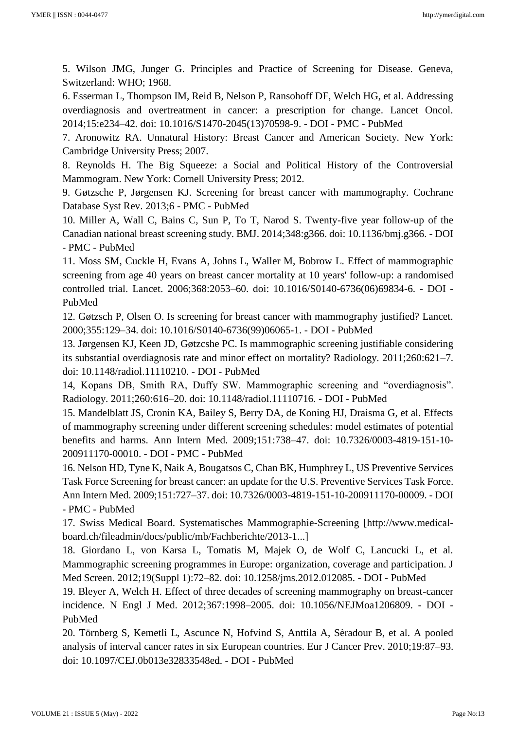5. Wilson JMG, Junger G. Principles and Practice of Screening for Disease. Geneva, Switzerland: WHO; 1968.

6. Esserman L, Thompson IM, Reid B, Nelson P, Ransohoff DF, Welch HG, et al. Addressing overdiagnosis and overtreatment in cancer: a prescription for change. Lancet Oncol. 2014;15:e234–42. doi: 10.1016/S1470-2045(13)70598-9. - DOI - PMC - PubMed

7. Aronowitz RA. Unnatural History: Breast Cancer and American Society. New York: Cambridge University Press; 2007.

8. Reynolds H. The Big Squeeze: a Social and Political History of the Controversial Mammogram. New York: Cornell University Press; 2012.

9. Gøtzsche P, Jørgensen KJ. Screening for breast cancer with mammography. Cochrane Database Syst Rev. 2013;6 - PMC - PubMed

10. Miller A, Wall C, Bains C, Sun P, To T, Narod S. Twenty-five year follow-up of the Canadian national breast screening study. BMJ. 2014;348:g366. doi: 10.1136/bmj.g366. - DOI - PMC - PubMed

11. Moss SM, Cuckle H, Evans A, Johns L, Waller M, Bobrow L. Effect of mammographic screening from age 40 years on breast cancer mortality at 10 years' follow-up: a randomised controlled trial. Lancet. 2006;368:2053–60. doi: 10.1016/S0140-6736(06)69834-6. - DOI - PubMed

12. Gøtzsch P, Olsen O. Is screening for breast cancer with mammography justified? Lancet. 2000;355:129–34. doi: 10.1016/S0140-6736(99)06065-1. - DOI - PubMed

13. Jørgensen KJ, Keen JD, Gøtzcshe PC. Is mammographic screening justifiable considering its substantial overdiagnosis rate and minor effect on mortality? Radiology. 2011;260:621–7. doi: 10.1148/radiol.11110210. - DOI - PubMed

14, Kopans DB, Smith RA, Duffy SW. Mammographic screening and "overdiagnosis". Radiology. 2011;260:616–20. doi: 10.1148/radiol.11110716. - DOI - PubMed

15. Mandelblatt JS, Cronin KA, Bailey S, Berry DA, de Koning HJ, Draisma G, et al. Effects of mammography screening under different screening schedules: model estimates of potential benefits and harms. Ann Intern Med. 2009;151:738–47. doi: 10.7326/0003-4819-151-10-200911170-00010. - DOI - PMC - PubMed

16. Nelson HD, Tyne K, Naik A, Bougatsos C, Chan BK, Humphrey L, US Preventive Services Task Force Screening for breast cancer: an update for the U.S. Preventive Services Task Force. Ann Intern Med. 2009;151:727–37. doi: 10.7326/0003-4819-151-10-200911170-00009. - DOI - PMC - PubMed

17. Swiss Medical Board. Systematisches Mammographie-Screening [http://www.medical-board.ch/fileadmin/docs/public/mb/Fachberichte/2013-1...]

18. Giordano L, von Karsa L, Tomatis M, Majek O, de Wolf C, Lancucki L, et al. Mammographic screening programmes in Europe: organization, coverage and participation. J Med Screen. 2012;19(Suppl 1):72–82. doi: 10.1258/jms.2012.012085. - DOI - PubMed

19. Bleyer A, Welch H. Effect of three decades of screening mammography on breast-cancer incidence. N Engl J Med. 2012;367:1998–2005. doi: 10.1056/NEJMoa1206809. - DOI - PubMed

20. Törnberg S, Kemetli L, Ascunce N, Hofvind S, Anttila A, Sèradour B, et al. A pooled analysis of interval cancer rates in six European countries. Eur J Cancer Prev. 2010;19:87–93. doi: 10.1097/CEJ.0b013e32833548ed. - DOI - PubMed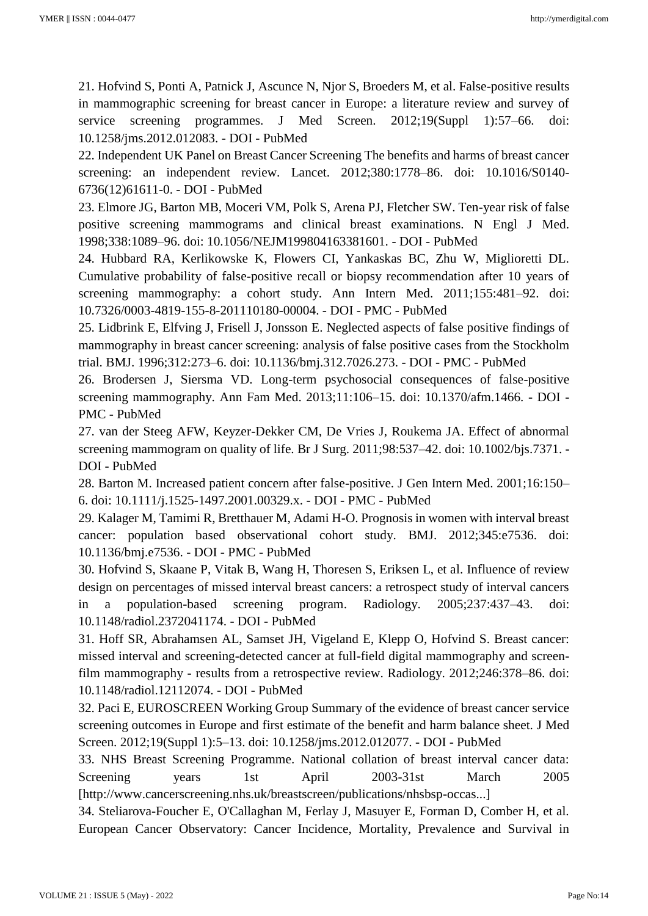21. Hofvind S, Ponti A, Patnick J, Ascunce N, Njor S, Broeders M, et al. False-positive results in mammographic screening for breast cancer in Europe: a literature review and survey of service screening programmes. J Med Screen. 2012;19(Suppl 1):57–66. doi: 10.1258/jms.2012.012083. - DOI - PubMed

22. Independent UK Panel on Breast Cancer Screening The benefits and harms of breast cancer screening: an independent review. Lancet. 2012;380:1778–86. doi: 10.1016/S0140-6736(12)61611-0. - DOI - PubMed

23. Elmore JG, Barton MB, Moceri VM, Polk S, Arena PJ, Fletcher SW. Ten-year risk of false positive screening mammograms and clinical breast examinations. N Engl J Med. 1998;338:1089–96. doi: 10.1056/NEJM199804163381601. - DOI - PubMed

24. Hubbard RA, Kerlikowske K, Flowers CI, Yankaskas BC, Zhu W, Miglioretti DL. Cumulative probability of false-positive recall or biopsy recommendation after 10 years of screening mammography: a cohort study. Ann Intern Med. 2011;155:481–92. doi: 10.7326/0003-4819-155-8-201110180-00004. - DOI - PMC - PubMed

25. Lidbrink E, Elfving J, Frisell J, Jonsson E. Neglected aspects of false positive findings of mammography in breast cancer screening: analysis of false positive cases from the Stockholm trial. BMJ. 1996;312:273–6. doi: 10.1136/bmj.312.7026.273. - DOI - PMC - PubMed

26. Brodersen J, Siersma VD. Long-term psychosocial consequences of false-positive screening mammography. Ann Fam Med. 2013;11:106–15. doi: 10.1370/afm.1466. - DOI - PMC - PubMed

27. van der Steeg AFW, Keyzer-Dekker CM, De Vries J, Roukema JA. Effect of abnormal screening mammogram on quality of life. Br J Surg. 2011;98:537–42. doi: 10.1002/bjs.7371. - DOI - PubMed

28. Barton M. Increased patient concern after false-positive. J Gen Intern Med. 2001;16:150–6. doi: 10.1111/j.1525-1497.2001.00329.x. - DOI - PMC - PubMed

29. Kalager M, Tamimi R, Bretthauer M, Adami H-O. Prognosis in women with interval breast cancer: population based observational cohort study. BMJ. 2012;345:e7536. doi: 10.1136/bmj.e7536. - DOI - PMC - PubMed

30. Hofvind S, Skaane P, Vitak B, Wang H, Thoresen S, Eriksen L, et al. Influence of review design on percentages of missed interval breast cancers: a retrospect study of interval cancers in a population-based screening program. Radiology. 2005;237:437–43. doi: 10.1148/radiol.2372041174. - DOI - PubMed

31. Hoff SR, Abrahamsen AL, Samset JH, Vigeland E, Klepp O, Hofvind S. Breast cancer: missed interval and screening-detected cancer at full-field digital mammography and screen-film mammography - results from a retrospective review. Radiology. 2012;246:378–86. doi: 10.1148/radiol.12112074. - DOI - PubMed

32. Paci E, EUROSCREEN Working Group Summary of the evidence of breast cancer service screening outcomes in Europe and first estimate of the benefit and harm balance sheet. J Med Screen. 2012;19(Suppl 1):5–13. doi: 10.1258/jms.2012.012077. - DOI - PubMed

33. NHS Breast Screening Programme. National collation of breast interval cancer data: Screening years 1st April 2003-31st March 2005 [http://www.cancerscreening.nhs.uk/breastscreen/publications/nhsbsp-occas...]

34. Steliarova-Foucher E, O'Callaghan M, Ferlay J, Masuyer E, Forman D, Comber H, et al. European Cancer Observatory: Cancer Incidence, Mortality, Prevalence and Survival in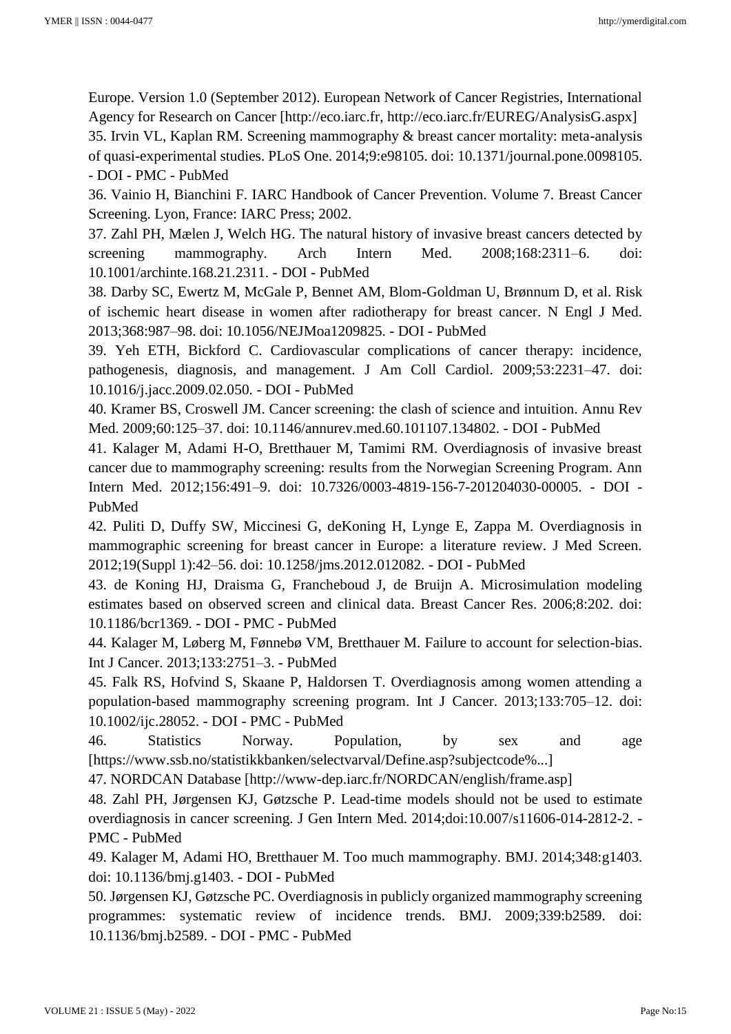Europe. Version 1.0 (September 2012). European Network of Cancer Registries, International Agency for Research on Cancer [http://eco.iarc.fr, http://eco.iarc.fr/EUREG/AnalysisG.aspx]

35. Irvin VL, Kaplan RM. Screening mammography & breast cancer mortality: meta-analysis of quasi-experimental studies. PLoS One. 2014;9:e98105. doi: 10.1371/journal.pone.0098105. - DOI - PMC - PubMed

36. Vainio H, Bianchini F. IARC Handbook of Cancer Prevention. Volume 7. Breast Cancer Screening. Lyon, France: IARC Press; 2002.

37. Zahl PH, Mælen J, Welch HG. The natural history of invasive breast cancers detected by screening mammography. Arch Intern Med. 2008;168:2311–6. doi: 10.1001/archinte.168.21.2311. - DOI - PubMed

38. Darby SC, Ewertz M, McGale P, Bennet AM, Blom-Goldman U, Brønnum D, et al. Risk of ischemic heart disease in women after radiotherapy for breast cancer. N Engl J Med. 2013;368:987–98. doi: 10.1056/NEJMoa1209825. - DOI - PubMed

39. Yeh ETH, Bickford C. Cardiovascular complications of cancer therapy: incidence, pathogenesis, diagnosis, and management. J Am Coll Cardiol. 2009;53:2231–47. doi: 10.1016/j.jacc.2009.02.050. - DOI - PubMed

40. Kramer BS, Croswell JM. Cancer screening: the clash of science and intuition. Annu Rev Med. 2009;60:125–37. doi: 10.1146/annurev.med.60.101107.134802. - DOI - PubMed

41. Kalager M, Adami H-O, Bretthauer M, Tamimi RM. Overdiagnosis of invasive breast cancer due to mammography screening: results from the Norwegian Screening Program. Ann Intern Med. 2012;156:491–9. doi: 10.7326/0003-4819-156-7-201204030-00005. - DOI - PubMed

42. Puliti D, Duffy SW, Miccinesi G, deKoning H, Lynge E, Zappa M. Overdiagnosis in mammographic screening for breast cancer in Europe: a literature review. J Med Screen. 2012;19(Suppl 1):42–56. doi: 10.1258/jms.2012.012082. - DOI - PubMed

43. de Koning HJ, Draisma G, Francheboud J, de Bruijn A. Microsimulation modeling estimates based on observed screen and clinical data. Breast Cancer Res. 2006;8:202. doi: 10.1186/bcr1369. - DOI - PMC - PubMed

44. Kalager M, Løberg M, Fønnebø VM, Bretthauer M. Failure to account for selection-bias. Int J Cancer. 2013;133:2751–3. - PubMed

45. Falk RS, Hofvind S, Skaane P, Haldorsen T. Overdiagnosis among women attending a population-based mammography screening program. Int J Cancer. 2013;133:705–12. doi: 10.1002/ijc.28052. - DOI - PMC - PubMed

46. Statistics Norway. Population, by sex and age [https://www.ssb.no/statistikkbanken/selectvarval/Define.asp?subjectcode%...]

47. NORDCAN Database [http://www-dep.iarc.fr/NORDCAN/english/frame.asp]

48. Zahl PH, Jørgensen KJ, Gøtzsche P. Lead-time models should not be used to estimate overdiagnosis in cancer screening. J Gen Intern Med. 2014;doi:10.007/s11606-014-2812-2. - PMC - PubMed

49. Kalager M, Adami HO, Bretthauer M. Too much mammography. BMJ. 2014;348:g1403. doi: 10.1136/bmj.g1403. - DOI - PubMed

50. Jørgensen KJ, Gøtzsche PC. Overdiagnosis in publicly organized mammography screening programmes: systematic review of incidence trends. BMJ. 2009;339:b2589. doi: 10.1136/bmj.b2589. - DOI - PMC - PubMed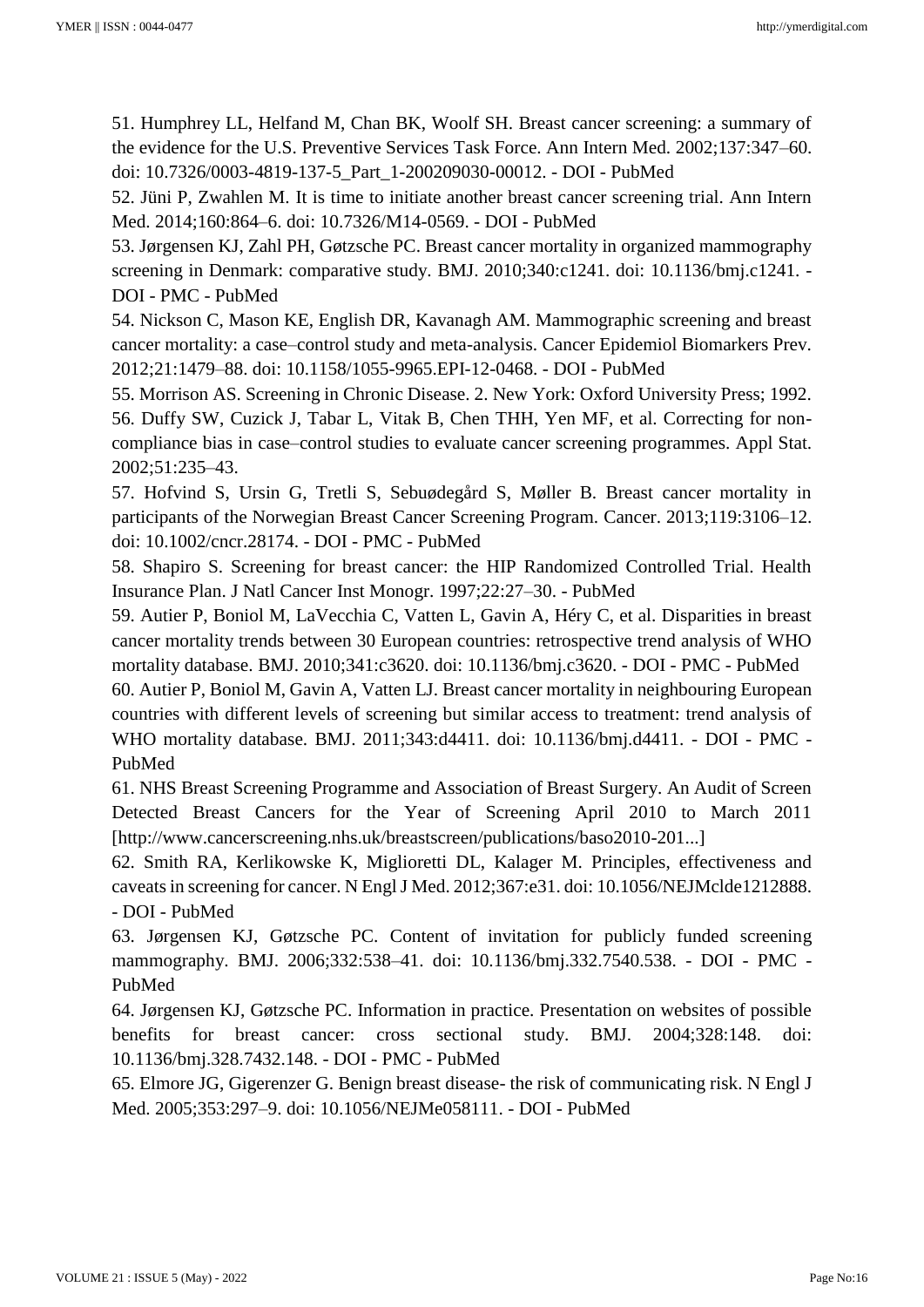51. Humphrey LL, Helfand M, Chan BK, Woolf SH. Breast cancer screening: a summary of the evidence for the U.S. Preventive Services Task Force. Ann Intern Med. 2002;137:347–60. doi: 10.7326/0003-4819-137-5_Part_1-200209030-00012. - DOI - PubMed

52. Jüni P, Zwahlen M. It is time to initiate another breast cancer screening trial. Ann Intern Med. 2014;160:864–6. doi: 10.7326/M14-0569. - DOI - PubMed

53. Jørgensen KJ, Zahl PH, Gøtzsche PC. Breast cancer mortality in organized mammography screening in Denmark: comparative study. BMJ. 2010;340:c1241. doi: 10.1136/bmj.c1241. - DOI - PMC - PubMed

54. Nickson C, Mason KE, English DR, Kavanagh AM. Mammographic screening and breast cancer mortality: a case–control study and meta-analysis. Cancer Epidemiol Biomarkers Prev. 2012;21:1479–88. doi: 10.1158/1055-9965.EPI-12-0468. - DOI - PubMed

55. Morrison AS. Screening in Chronic Disease. 2. New York: Oxford University Press; 1992.

56. Duffy SW, Cuzick J, Tabar L, Vitak B, Chen THH, Yen MF, et al. Correcting for non-compliance bias in case–control studies to evaluate cancer screening programmes. Appl Stat. 2002;51:235–43.

57. Hofvind S, Ursin G, Tretli S, Sebuødegård S, Møller B. Breast cancer mortality in participants of the Norwegian Breast Cancer Screening Program. Cancer. 2013;119:3106–12. doi: 10.1002/cncr.28174. - DOI - PMC - PubMed

58. Shapiro S. Screening for breast cancer: the HIP Randomized Controlled Trial. Health Insurance Plan. J Natl Cancer Inst Monogr. 1997;22:27–30. - PubMed

59. Autier P, Boniol M, LaVecchia C, Vatten L, Gavin A, Héry C, et al. Disparities in breast cancer mortality trends between 30 European countries: retrospective trend analysis of WHO mortality database. BMJ. 2010;341:c3620. doi: 10.1136/bmj.c3620. - DOI - PMC - PubMed

60. Autier P, Boniol M, Gavin A, Vatten LJ. Breast cancer mortality in neighbouring European countries with different levels of screening but similar access to treatment: trend analysis of WHO mortality database. BMJ. 2011;343:d4411. doi: 10.1136/bmj.d4411. - DOI - PMC - PubMed

61. NHS Breast Screening Programme and Association of Breast Surgery. An Audit of Screen Detected Breast Cancers for the Year of Screening April 2010 to March 2011 [http://www.cancerscreening.nhs.uk/breastscreen/publications/baso2010-201...]

62. Smith RA, Kerlikowske K, Miglioretti DL, Kalager M. Principles, effectiveness and caveats in screening for cancer. N Engl J Med. 2012;367:e31. doi: 10.1056/NEJMclde1212888. - DOI - PubMed

63. Jørgensen KJ, Gøtzsche PC. Content of invitation for publicly funded screening mammography. BMJ. 2006;332:538–41. doi: 10.1136/bmj.332.7540.538. - DOI - PMC - PubMed

64. Jørgensen KJ, Gøtzsche PC. Information in practice. Presentation on websites of possible benefits for breast cancer: cross sectional study. BMJ. 2004;328:148. doi: 10.1136/bmj.328.7432.148. - DOI - PMC - PubMed

65. Elmore JG, Gigerenzer G. Benign breast disease- the risk of communicating risk. N Engl J Med. 2005;353:297–9. doi: 10.1056/NEJMe058111. - DOI - PubMed